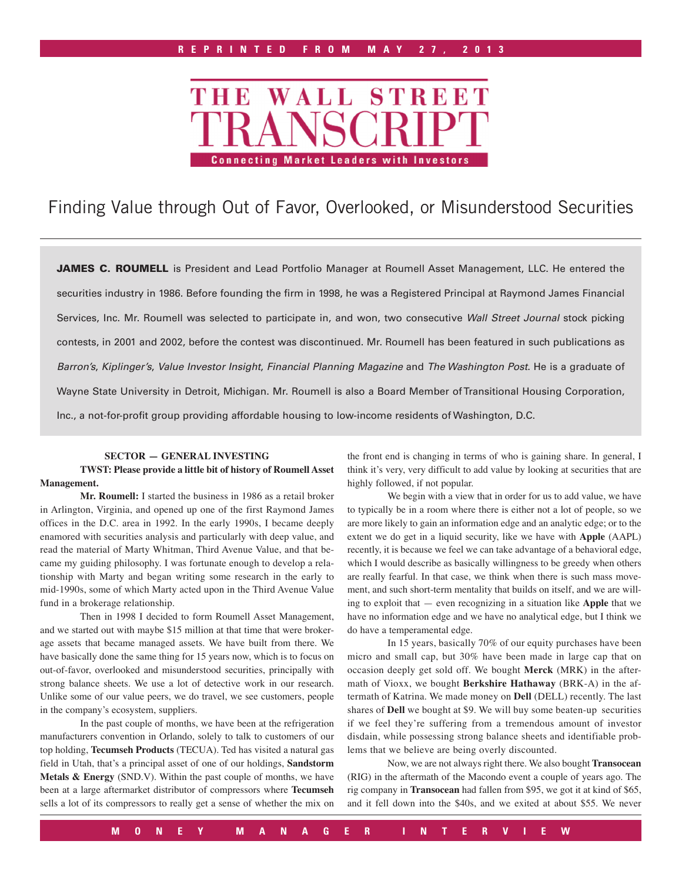REPRINTED FROM MAY 27, 2013

# THE WALL STREET TRANSCRIPT

Connecting Market Leaders with Investors

## Finding Value through Out of Favor, Overlooked, or Misunderstood Securities

**JAMES C. ROUMELL** is President and Lead Portfolio Manager at Roumell Asset Management, LLC. He entered the securities industry in 1986. Before founding the firm in 1998, he was a Registered Principal at Raymond James Financial Services, Inc. Mr. Roumell was selected to participate in, and won, two consecutive *Wall Street Journal* stock picking contests, in 2001 and 2002, before the contest was discontinued. Mr. Roumell has been featured in such publications as *Barron's*, *Kiplinger's*, *Value Investor Insight*, *Financial Planning Magazine* and *The Washington Post*. He is a graduate of Wayne State University in Detroit, Michigan. Mr. Roumell is also a Board Member of Transitional Housing Corporation, Inc., a not-for-profit group providing affordable housing to low-income residents of Washington, D.C.

**SECTOR — GENERAL INVESTING**

**TWST: Please provide a little bit of history of Roumell Asset Management.**

**Mr. Roumell:** I started the business in 1986 as a retail broker in Arlington, Virginia, and opened up one of the first Raymond James offices in the D.C. area in 1992. In the early 1990s, I became deeply enamored with securities analysis and particularly with deep value, and read the material of Marty Whitman, Third Avenue Value, and that became my guiding philosophy. I was fortunate enough to develop a relationship with Marty and began writing some research in the early to mid-1990s, some of which Marty acted upon in the Third Avenue Value fund in a brokerage relationship.

Then in 1998 I decided to form Roumell Asset Management, and we started out with maybe $15 million at that time that were brokerage assets that became managed assets. We have built from there. We have basically done the same thing for 15 years now, which is to focus on out-of-favor, overlooked and misunderstood securities, principally with strong balance sheets. We use a lot of detective work in our research. Unlike some of our value peers, we do travel, we see customers, people in the company's ecosystem, suppliers.

In the past couple of months, we have been at the refrigeration manufacturers convention in Orlando, solely to talk to customers of our top holding, **Tecumseh Products** (TECUA). Ted has visited a natural gas field in Utah, that's a principal asset of one of our holdings, **Sandstorm Metals & Energy** (SND.V). Within the past couple of months, we have been at a large aftermarket distributor of compressors where **Tecumseh** sells a lot of its compressors to really get a sense of whether the mix on the front end is changing in terms of who is gaining share. In general, I think it's very, very difficult to add value by looking at securities that are highly followed, if not popular.

We begin with a view that in order for us to add value, we have to typically be in a room where there is either not a lot of people, so we are more likely to gain an information edge and an analytic edge; or to the extent we do get in a liquid security, like we have with **Apple** (AAPL) recently, it is because we feel we can take advantage of a behavioral edge, which I would describe as basically willingness to be greedy when others are really fearful. In that case, we think when there is such mass movement, and such short-term mentality that builds on itself, and we are willing to exploit that — even recognizing in a situation like **Apple** that we have no information edge and we have no analytical edge, but I think we do have a temperamental edge.

In 15 years, basically 70% of our equity purchases have been micro and small cap, but 30% have been made in large cap that on occasion deeply get sold off. We bought **Merck** (MRK) in the aftermath of Vioxx, we bought **Berkshire Hathaway** (BRK-A) in the aftermath of Katrina. We made money on **Dell** (DELL) recently. The last shares of **Dell** we bought at $9. We will buy some beaten-up securities if we feel they're suffering from a tremendous amount of investor disdain, while possessing strong balance sheets and identifiable problems that we believe are being overly discounted.

Now, we are not always right there. We also bought **Transocean** (RIG) in the aftermath of the Macondo event a couple of years ago. The rig company in **Transocean** had fallen from $95, we got it at kind of $65, and it fell down into the $40s, and we exited at about $55. We never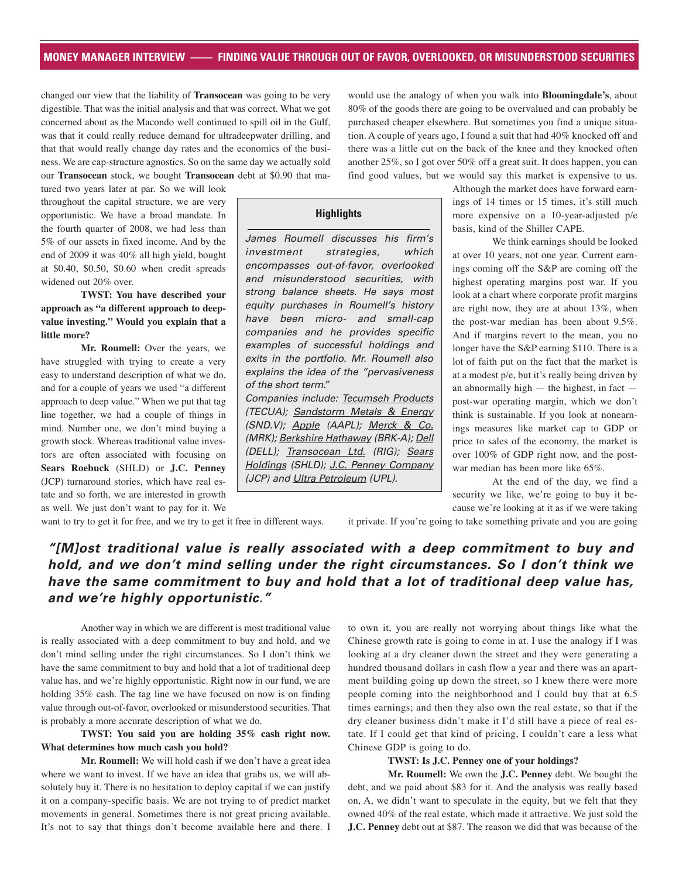changed our view that the liability of **Transocean** was going to be very digestible. That was the initial analysis and that was correct. What we got concerned about as the Macondo well continued to spill oil in the Gulf, was that it could really reduce demand for ultradeepwater drilling, and that that would really change day rates and the economics of the business. We are cap-structure agnostics. So on the same day we actually sold our **Transocean** stock, we bought **Transocean** debt at $0.90 that matured two years later at par. So we will look throughout the capital structure, we are very opportunistic. We have a broad mandate. In the fourth quarter of 2008, we had less than 5% of our assets in fixed income. And by the end of 2009 it was 40% all high yield, bought at $0.40, $0.50, $0.60 when credit spreads widened out 20% over.

**TWST: You have described your approach as "a different approach to deep-value investing." Would you explain that a little more?**

**Mr. Roumell:** Over the years, we have struggled with trying to create a very easy to understand description of what we do, and for a couple of years we used "a different approach to deep value." When we put that tag line together, we had a couple of things in mind. Number one, we don't mind buying a growth stock. Whereas traditional value investors are often associated with focusing on **Sears Roebuck** (SHLD) or **J.C. Penney** (JCP) turnaround stories, which have real estate and so forth, we are interested in growth as well. We just don't want to pay for it. We want to try to get it for free, and we try to get it free in different ways.

> **Highlights**
>
> *James Roumell discusses his firm's investment strategies, which encompasses out-of-favor, overlooked and misunderstood securities, with strong balance sheets. He says most equity purchases in Roumell's history have been micro- and small-cap companies and he provides specific examples of successful holdings and exits in the portfolio. Mr. Roumell also explains the idea of the "pervasiveness of the short term."*
>
> *Companies include: Tecumseh Products (TECUA); Sandstorm Metals & Energy (SND.V); Apple (AAPL); Merck & Co. (MRK); Berkshire Hathaway (BRK-A); Dell (DELL); Transocean Ltd. (RIG); Sears Holdings (SHLD); J.C. Penney Company (JCP) and Ultra Petroleum (UPL).*

> ***"[M]ost traditional value is really associated with a deep commitment to buy and hold, and we don't mind selling under the right circumstances. So I don't think we have the same commitment to buy and hold that a lot of traditional deep value has, and we're highly opportunistic."***

Another way in which we are different is most traditional value is really associated with a deep commitment to buy and hold, and we don't mind selling under the right circumstances. So I don't think we have the same commitment to buy and hold that a lot of traditional deep value has, and we're highly opportunistic. Right now in our fund, we are holding 35% cash. The tag line we have focused on now is on finding value through out-of-favor, overlooked or misunderstood securities. That is probably a more accurate description of what we do.

**TWST: You said you are holding 35% cash right now. What determines how much cash you hold?**

**Mr. Roumell:** We will hold cash if we don't have a great idea where we want to invest. If we have an idea that grabs us, we will absolutely buy it. There is no hesitation to deploy capital if we can justify it on a company-specific basis. We are not trying to of predict market movements in general. Sometimes there is not great pricing available. It's not to say that things don't become available here and there. I would use the analogy of when you walk into **Bloomingdale's**, about 80% of the goods there are going to be overvalued and can probably be purchased cheaper elsewhere. But sometimes you find a unique situation. A couple of years ago, I found a suit that had 40% knocked off and there was a little cut on the back of the knee and they knocked often another 25%, so I got over 50% off a great suit. It does happen, you can find good values, but we would say this market is expensive to us. Although the market does have forward earnings of 14 times or 15 times, it's still much more expensive on a 10-year-adjusted p/e basis, kind of the Shiller CAPE.

We think earnings should be looked at over 10 years, not one year. Current earnings coming off the S&P are coming off the highest operating margins post war. If you look at a chart where corporate profit margins are right now, they are at about 13%, when the post-war median has been about 9.5%. And if margins revert to the mean, you no longer have the S&P earning $110. There is a lot of faith put on the fact that the market is at a modest p/e, but it's really being driven by an abnormally high — the highest, in fact — post-war operating margin, which we don't think is sustainable. If you look at nonearnings measures like market cap to GDP or price to sales of the economy, the market is over 100% of GDP right now, and the post-war median has been more like 65%.

At the end of the day, we find a security we like, we're going to buy it because we're looking at it as if we were taking it private. If you're going to take something private and you are going to own it, you are really not worrying about things like what the Chinese growth rate is going to come in at. I use the analogy if I was looking at a dry cleaner down the street and they were generating a hundred thousand dollars in cash flow a year and there was an apartment building going up down the street, so I knew there were more people coming into the neighborhood and I could buy that at 6.5 times earnings; and then they also own the real estate, so that if the dry cleaner business didn't make it I'd still have a piece of real estate. If I could get that kind of pricing, I couldn't care a less what Chinese GDP is going to do.

**TWST: Is J.C. Penney one of your holdings?**

**Mr. Roumell:** We own the **J.C. Penney** debt. We bought the debt, and we paid about $83 for it. And the analysis was really based on, A, we didn't want to speculate in the equity, but we felt that they owned 40% of the real estate, which made it attractive. We just sold the **J.C. Penney** debt out at $87. The reason we did that was because of the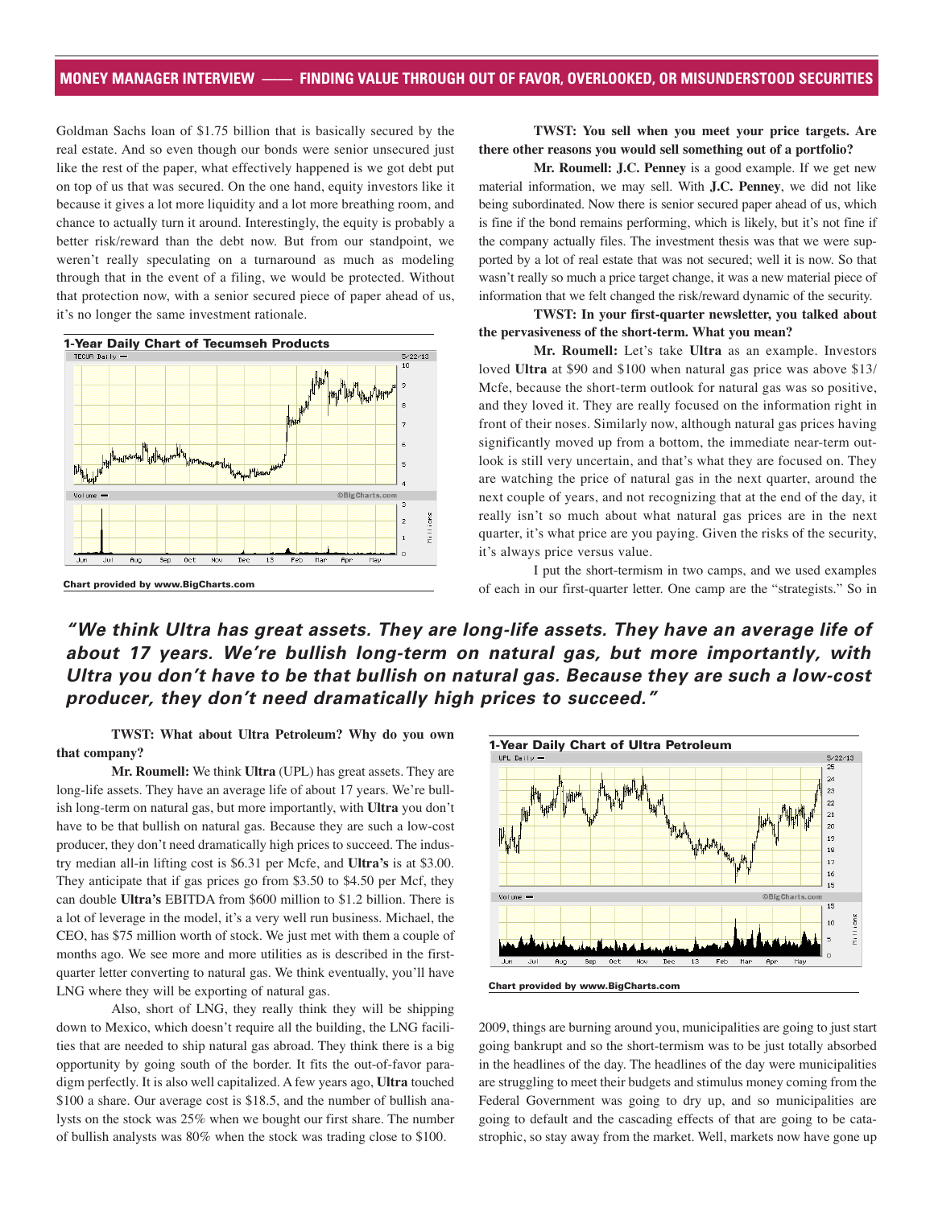Goldman Sachs loan of $1.75 billion that is basically secured by the real estate. And so even though our bonds were senior unsecured just like the rest of the paper, what effectively happened is we got debt put on top of us that was secured. On the one hand, equity investors like it because it gives a lot more liquidity and a lot more breathing room, and chance to actually turn it around. Interestingly, the equity is probably a better risk/reward than the debt now. But from our standpoint, we weren't really speculating on a turnaround as much as modeling through that in the event of a filing, we would be protected. Without that protection now, with a senior secured piece of paper ahead of us, it's no longer the same investment rationale.

**1-Year Daily Chart of Tecumseh Products**

Chart provided by www.BigCharts.com

**TWST: You sell when you meet your price targets. Are there other reasons you would sell something out of a portfolio?**

**Mr. Roumell: J.C. Penney** is a good example. If we get new material information, we may sell. With **J.C. Penney**, we did not like being subordinated. Now there is senior secured paper ahead of us, which is fine if the bond remains performing, which is likely, but it's not fine if the company actually files. The investment thesis was that we were supported by a lot of real estate that was not secured; well it is now. So that wasn't really so much a price target change, it was a new material piece of information that we felt changed the risk/reward dynamic of the security.

**TWST: In your first-quarter newsletter, you talked about the pervasiveness of the short-term. What you mean?**

**Mr. Roumell:** Let's take **Ultra** as an example. Investors loved **Ultra** at $90 and $100 when natural gas price was above $13/Mcfe, because the short-term outlook for natural gas was so positive, and they loved it. They are really focused on the information right in front of their noses. Similarly now, although natural gas prices having significantly moved up from a bottom, the immediate near-term outlook is still very uncertain, and that's what they are focused on. They are watching the price of natural gas in the next quarter, around the next couple of years, and not recognizing that at the end of the day, it really isn't so much about what natural gas prices are in the next quarter, it's what price are you paying. Given the risks of the security, it's always price versus value.

I put the short-termism in two camps, and we used examples of each in our first-quarter letter. One camp are the "strategists." So in 2009, things are burning around you, municipalities are going to just start going bankrupt and so the short-termism was to be just totally absorbed in the headlines of the day. The headlines of the day were municipalities are struggling to meet their budgets and stimulus money coming from the Federal Government was going to dry up, and so municipalities are going to default and the cascading effects of that are going to be catastrophic, so stay away from the market. Well, markets now have gone up

***"We think Ultra has great assets. They are long-life assets. They have an average life of about 17 years. We're bullish long-term on natural gas, but more importantly, with Ultra you don't have to be that bullish on natural gas. Because they are such a low-cost producer, they don't need dramatically high prices to succeed."***

**TWST: What about Ultra Petroleum? Why do you own that company?**

**Mr. Roumell:** We think **Ultra** (UPL) has great assets. They are long-life assets. They have an average life of about 17 years. We're bullish long-term on natural gas, but more importantly, with **Ultra** you don't have to be that bullish on natural gas. Because they are such a low-cost producer, they don't need dramatically high prices to succeed. The industry median all-in lifting cost is $6.31 per Mcfe, and **Ultra's** is at $3.00. They anticipate that if gas prices go from $3.50 to $4.50 per Mcf, they can double **Ultra's** EBITDA from $600 million to $1.2 billion. There is a lot of leverage in the model, it's a very well run business. Michael, the CEO, has $75 million worth of stock. We just met with them a couple of months ago. We see more and more utilities as is described in the first-quarter letter converting to natural gas. We think eventually, you'll have LNG where they will be exporting of natural gas.

Also, short of LNG, they really think they will be shipping down to Mexico, which doesn't require all the building, the LNG facilities that are needed to ship natural gas abroad. They think there is a big opportunity by going south of the border. It fits the out-of-favor paradigm perfectly. It is also well capitalized. A few years ago, **Ultra** touched $100 a share. Our average cost is $18.5, and the number of bullish analysts on the stock was 25% when we bought our first share. The number of bullish analysts was 80% when the stock was trading close to $100.

**1-Year Daily Chart of Ultra Petroleum**

Chart provided by www.BigCharts.com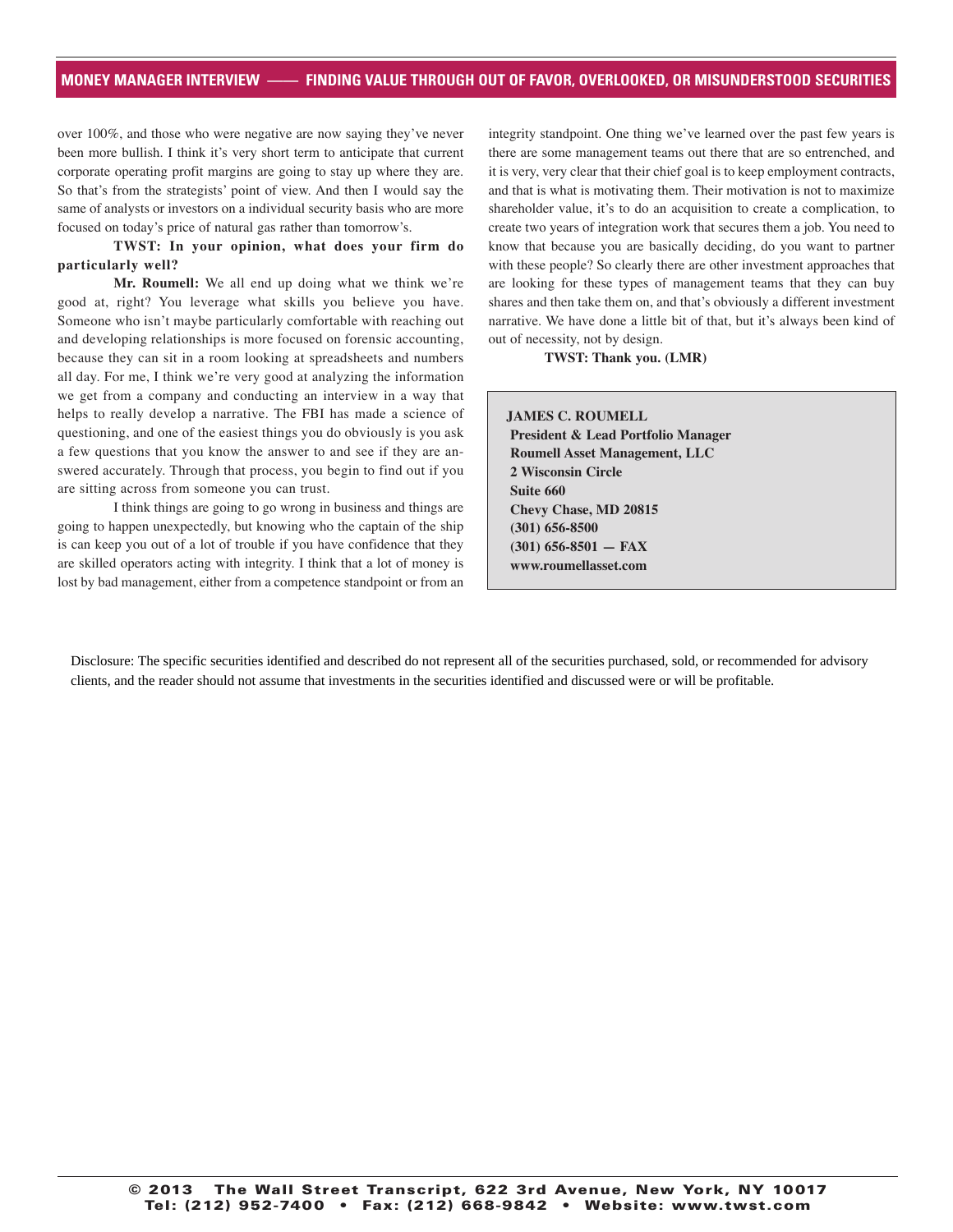over 100%, and those who were negative are now saying they've never been more bullish. I think it's very short term to anticipate that current corporate operating profit margins are going to stay up where they are. So that's from the strategists' point of view. And then I would say the same of analysts or investors on a individual security basis who are more focused on today's price of natural gas rather than tomorrow's.

**TWST: In your opinion, what does your firm do particularly well?**

**Mr. Roumell:** We all end up doing what we think we're good at, right? You leverage what skills you believe you have. Someone who isn't maybe particularly comfortable with reaching out and developing relationships is more focused on forensic accounting, because they can sit in a room looking at spreadsheets and numbers all day. For me, I think we're very good at analyzing the information we get from a company and conducting an interview in a way that helps to really develop a narrative. The FBI has made a science of questioning, and one of the easiest things you do obviously is you ask a few questions that you know the answer to and see if they are answered accurately. Through that process, you begin to find out if you are sitting across from someone you can trust.

I think things are going to go wrong in business and things are going to happen unexpectedly, but knowing who the captain of the ship is can keep you out of a lot of trouble if you have confidence that they are skilled operators acting with integrity. I think that a lot of money is lost by bad management, either from a competence standpoint or from an integrity standpoint. One thing we've learned over the past few years is there are some management teams out there that are so entrenched, and it is very, very clear that their chief goal is to keep employment contracts, and that is what is motivating them. Their motivation is not to maximize shareholder value, it's to do an acquisition to create a complication, to create two years of integration work that secures them a job. You need to know that because you are basically deciding, do you want to partner with these people? So clearly there are other investment approaches that are looking for these types of management teams that they can buy shares and then take them on, and that's obviously a different investment narrative. We have done a little bit of that, but it's always been kind of out of necessity, not by design.

**TWST: Thank you. (LMR)**

**JAMES C. ROUMELL**
**President & Lead Portfolio Manager**
**Roumell Asset Management, LLC**
**2 Wisconsin Circle**
**Suite 660**
**Chevy Chase, MD 20815**
**(301) 656-8500**
**(301) 656-8501 — FAX**
**www.roumellasset.com**

Disclosure: The specific securities identified and described do not represent all of the securities purchased, sold, or recommended for advisory clients, and the reader should not assume that investments in the securities identified and discussed were or will be profitable.